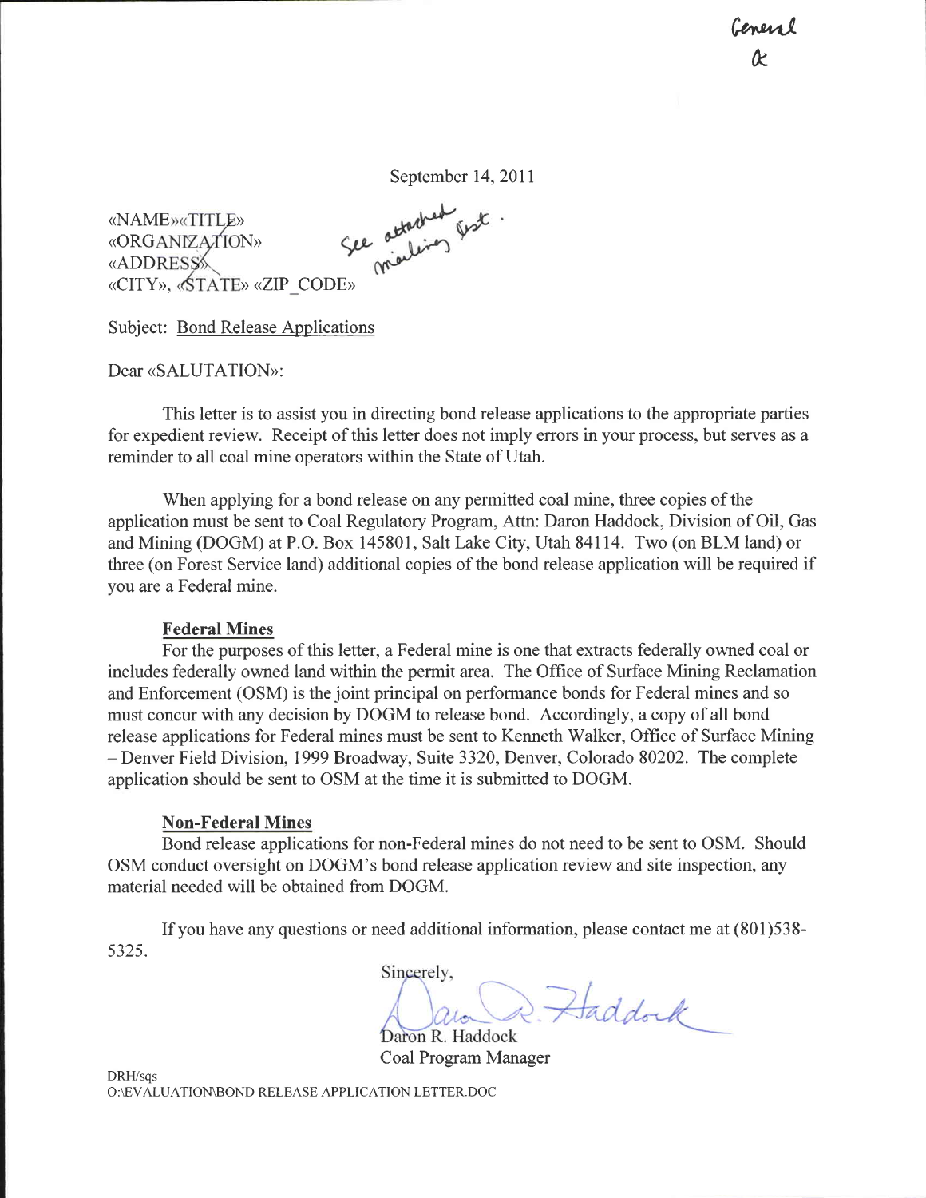General
&

September 14, 2011

«NAME»«TITLE»
«ORGANIZATION»
«ADDRESS»
«CITY», «STATE» «ZIP_CODE»

See attached mailing list.

Subject: Bond Release Applications

Dear «SALUTATION»:

This letter is to assist you in directing bond release applications to the appropriate parties for expedient review. Receipt of this letter does not imply errors in your process, but serves as a reminder to all coal mine operators within the State of Utah.

When applying for a bond release on any permitted coal mine, three copies of the application must be sent to Coal Regulatory Program, Attn: Daron Haddock, Division of Oil, Gas and Mining (DOGM) at P.O. Box 145801, Salt Lake City, Utah 84114. Two (on BLM land) or three (on Forest Service land) additional copies of the bond release application will be required if you are a Federal mine.

**Federal Mines**

For the purposes of this letter, a Federal mine is one that extracts federally owned coal or includes federally owned land within the permit area. The Office of Surface Mining Reclamation and Enforcement (OSM) is the joint principal on performance bonds for Federal mines and so must concur with any decision by DOGM to release bond. Accordingly, a copy of all bond release applications for Federal mines must be sent to Kenneth Walker, Office of Surface Mining – Denver Field Division, 1999 Broadway, Suite 3320, Denver, Colorado 80202. The complete application should be sent to OSM at the time it is submitted to DOGM.

**Non-Federal Mines**

Bond release applications for non-Federal mines do not need to be sent to OSM. Should OSM conduct oversight on DOGM's bond release application review and site inspection, any material needed will be obtained from DOGM.

If you have any questions or need additional information, please contact me at (801)538-5325.

Sincerely,

Daron R. Haddock

Daron R. Haddock
Coal Program Manager

DRH/sqs
O:\EVALUATION\BOND RELEASE APPLICATION LETTER.DOC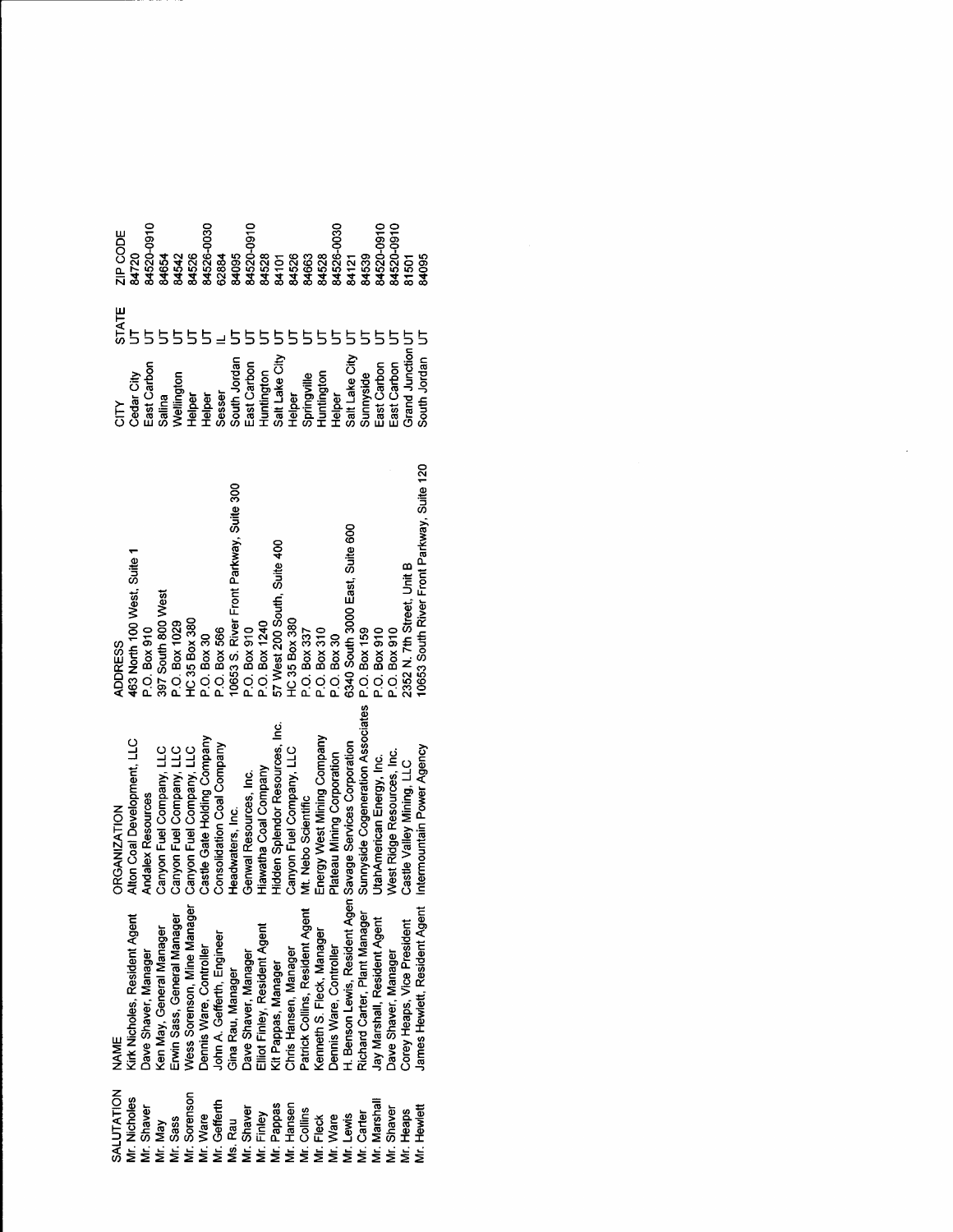| SALUTATION | NAME | ORGANIZATION | ADDRESS | CITY | STATE | ZIP CODE |
|---|---|---|---|---|---|---|
| Mr. Nicholes | Kirk Nicholes, Resident Agent | Alton Coal Development, LLC | 463 North 100 West, Suite 1 | Cedar City | UT | 84720 |
| Mr. Shaver | Dave Shaver, Manager | Andalex Resources | P.O. Box 910 | East Carbon | UT | 84520-0910 |
| Mr. May | Ken May, General Manager | Canyon Fuel Company, LLC | 397 South 800 West | Salina | UT | 84654 |
| Mr. Sass | Erwin Sass, General Manager | Canyon Fuel Company, LLC | P.O. Box 1029 | Wellington | UT | 84542 |
| Mr. Sorenson | Wess Sorenson, Mine Manager | Canyon Fuel Company, LLC | HC 35 Box 380 | Helper | UT | 84526 |
| Mr. Ware | Dennis Ware, Controller | Castle Gate Holding Company | P.O. Box 30 | Helper | UT | 84526-0030 |
| Mr. Gefferth | John A. Gefferth, Engineer | Consolidation Coal Company | P.O. Box 566 | Sesser | IL | 62884 |
| Ms. Rau | Gina Rau, Manager | Headwaters, Inc. | 10653 S. River Front Parkway, Suite 300 | South Jordan | UT | 84095 |
| Mr. Shaver | Dave Shaver, Manager | Genwal Resources, Inc. | P.O. Box 910 | East Carbon | UT | 84520-0910 |
| Mr. Finley | Elliot Finley, Resident Agent | Hiawatha Coal Company | P.O. Box 1240 | Huntington | UT | 84528 |
| Mr. Pappas | Kit Pappas, Manager | Hidden Splendor Resources, Inc. | 57 West 200 South, Suite 400 | Salt Lake City | UT | 84101 |
| Mr. Hansen | Chris Hansen, Manager | Canyon Fuel Company, LLC | HC 35 Box 380 | Helper | UT | 84526 |
| Mr. Collins | Patrick Collins, Resident Agent | Mt. Nebo Scientific | P.O. Box 337 | Springville | UT | 84663 |
| Mr. Fleck | Kenneth S. Fleck, Manager | Energy West Mining Company | P.O. Box 310 | Huntington | UT | 84528 |
| Mr. Ware | Dennis Ware, Controller | Plateau Mining Corporation | P.O. Box 30 | Helper | UT | 84526-0030 |
| Mr. Lewis | H. Benson Lewis, Resident Agen | Savage Services Corporation | 6340 South 3000 East, Suite 600 | Salt Lake City | UT | 84121 |
| Mr. Carter | Richard Carter, Plant Manager | Sunnyside Cogeneration Associates | P.O. Box 159 | Sunnyside | UT | 84539 |
| Mr. Marshall | Jay Marshall, Resident Agent | UtahAmerican Energy, Inc. | P.O. Box 910 | East Carbon | UT | 84520-0910 |
| Mr. Shaver | Dave Shaver, Manager | West Ridge Resources, Inc. | P.O. Box 910 | East Carbon | UT | 84520-0910 |
| Mr. Heaps | Corey Heaps, Vice President | Castle Valley Mining, LLC | 2352 N. 7th Street, Unit B | Grand Junction | UT | 81501 |
| Mr. Hewlett | James Hewlett, Resident Agent | Intermountain Power Agency | 10653 South River Front Parkway, Suite 120 | South Jordan | UT | 84095 |